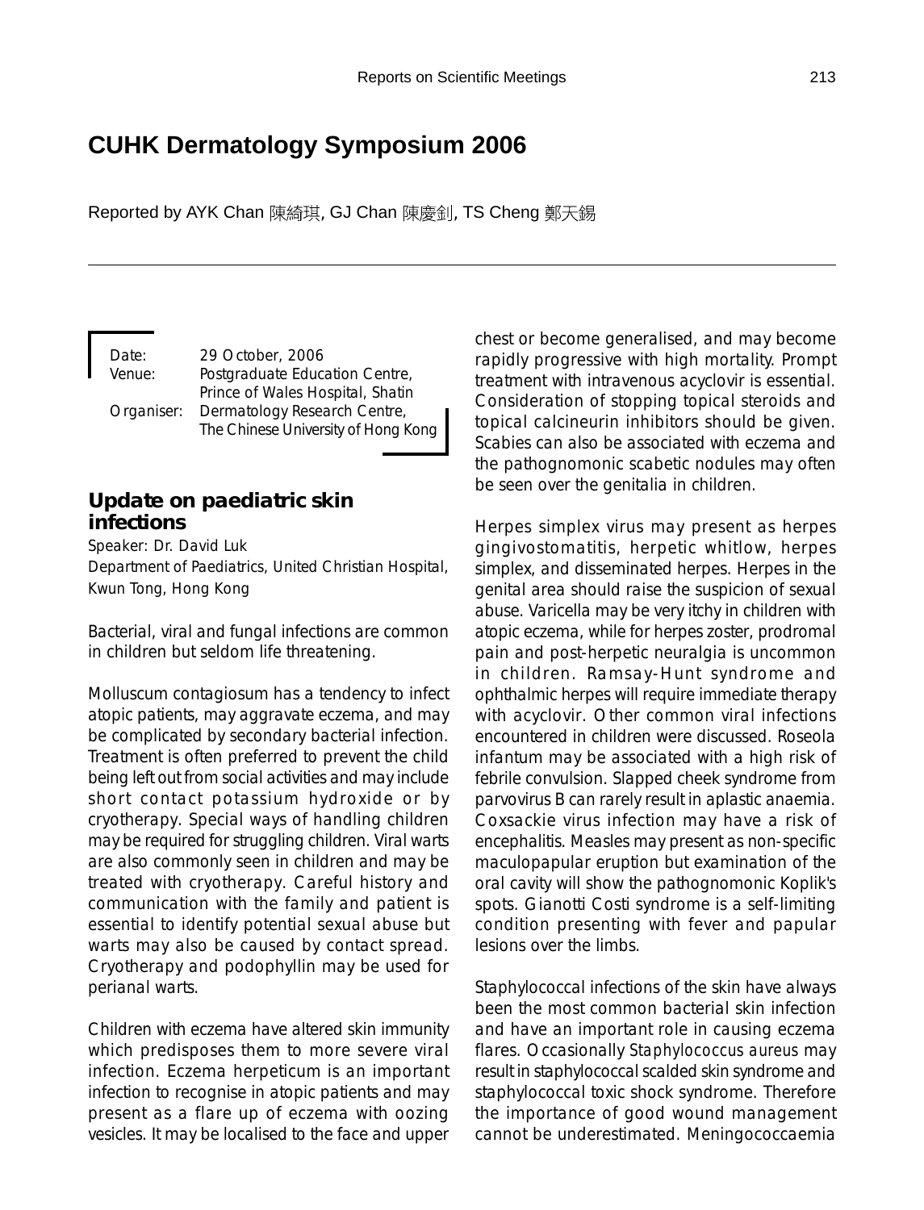# CUHK Dermatology Symposium 2006

Reported by AYK Chan 陳綺琪, GJ Chan 陳慶釗, TS Cheng 鄭天錫

Date: 29 October, 2006
Venue: Postgraduate Education Centre, Prince of Wales Hospital, Shatin
Organiser: Dermatology Research Centre, The Chinese University of Hong Kong

## Update on paediatric skin infections

Speaker: Dr. David Luk
Department of Paediatrics, United Christian Hospital, Kwun Tong, Hong Kong

Bacterial, viral and fungal infections are common in children but seldom life threatening.

Molluscum contagiosum has a tendency to infect atopic patients, may aggravate eczema, and may be complicated by secondary bacterial infection. Treatment is often preferred to prevent the child being left out from social activities and may include short contact potassium hydroxide or by cryotherapy. Special ways of handling children may be required for struggling children. Viral warts are also commonly seen in children and may be treated with cryotherapy. Careful history and communication with the family and patient is essential to identify potential sexual abuse but warts may also be caused by contact spread. Cryotherapy and podophyllin may be used for perianal warts.

Children with eczema have altered skin immunity which predisposes them to more severe viral infection. Eczema herpeticum is an important infection to recognise in atopic patients and may present as a flare up of eczema with oozing vesicles. It may be localised to the face and upper chest or become generalised, and may become rapidly progressive with high mortality. Prompt treatment with intravenous acyclovir is essential. Consideration of stopping topical steroids and topical calcineurin inhibitors should be given. Scabies can also be associated with eczema and the pathognomonic scabetic nodules may often be seen over the genitalia in children.

Herpes simplex virus may present as herpes gingivostomatitis, herpetic whitlow, herpes simplex, and disseminated herpes. Herpes in the genital area should raise the suspicion of sexual abuse. Varicella may be very itchy in children with atopic eczema, while for herpes zoster, prodromal pain and post-herpetic neuralgia is uncommon in children. Ramsay-Hunt syndrome and ophthalmic herpes will require immediate therapy with acyclovir. Other common viral infections encountered in children were discussed. Roseola infantum may be associated with a high risk of febrile convulsion. Slapped cheek syndrome from parvovirus B can rarely result in aplastic anaemia. Coxsackie virus infection may have a risk of encephalitis. Measles may present as non-specific maculopapular eruption but examination of the oral cavity will show the pathognomonic Koplik's spots. Gianotti Costi syndrome is a self-limiting condition presenting with fever and papular lesions over the limbs.

Staphylococcal infections of the skin have always been the most common bacterial skin infection and have an important role in causing eczema flares. Occasionally *Staphylococcus aureus* may result in staphylococcal scalded skin syndrome and staphylococcal toxic shock syndrome. Therefore the importance of good wound management cannot be underestimated. Meningococcaemia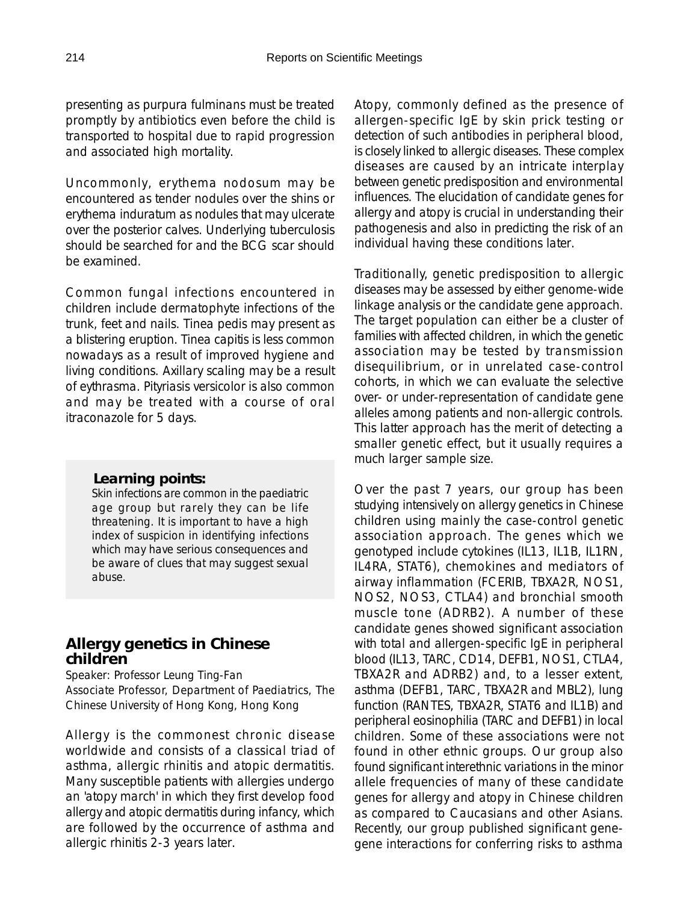presenting as purpura fulminans must be treated promptly by antibiotics even before the child is transported to hospital due to rapid progression and associated high mortality.

Uncommonly, erythema nodosum may be encountered as tender nodules over the shins or erythema induratum as nodules that may ulcerate over the posterior calves. Underlying tuberculosis should be searched for and the BCG scar should be examined.

Common fungal infections encountered in children include dermatophyte infections of the trunk, feet and nails. Tinea pedis may present as a blistering eruption. Tinea capitis is less common nowadays as a result of improved hygiene and living conditions. Axillary scaling may be a result of eythrasma. Pityriasis versicolor is also common and may be treated with a course of oral itraconazole for 5 days.

**Learning points:**

Skin infections are common in the paediatric age group but rarely they can be life threatening. It is important to have a high index of suspicion in identifying infections which may have serious consequences and be aware of clues that may suggest sexual abuse.

## Allergy genetics in Chinese children

Speaker: Professor Leung Ting-Fan
Associate Professor, Department of Paediatrics, The Chinese University of Hong Kong, Hong Kong

Allergy is the commonest chronic disease worldwide and consists of a classical triad of asthma, allergic rhinitis and atopic dermatitis. Many susceptible patients with allergies undergo an 'atopy march' in which they first develop food allergy and atopic dermatitis during infancy, which are followed by the occurrence of asthma and allergic rhinitis 2-3 years later.

Atopy, commonly defined as the presence of allergen-specific IgE by skin prick testing or detection of such antibodies in peripheral blood, is closely linked to allergic diseases. These complex diseases are caused by an intricate interplay between genetic predisposition and environmental influences. The elucidation of candidate genes for allergy and atopy is crucial in understanding their pathogenesis and also in predicting the risk of an individual having these conditions later.

Traditionally, genetic predisposition to allergic diseases may be assessed by either genome-wide linkage analysis or the candidate gene approach. The target population can either be a cluster of families with affected children, in which the genetic association may be tested by transmission disequilibrium, or in unrelated case-control cohorts, in which we can evaluate the selective over- or under-representation of candidate gene alleles among patients and non-allergic controls. This latter approach has the merit of detecting a smaller genetic effect, but it usually requires a much larger sample size.

Over the past 7 years, our group has been studying intensively on allergy genetics in Chinese children using mainly the case-control genetic association approach. The genes which we genotyped include cytokines (IL13, IL1B, IL1RN, IL4RA, STAT6), chemokines and mediators of airway inflammation (FCERIB, TBXA2R, NOS1, NOS2, NOS3, CTLA4) and bronchial smooth muscle tone (ADRB2). A number of these candidate genes showed significant association with total and allergen-specific IgE in peripheral blood (IL13, TARC, CD14, DEFB1, NOS1, CTLA4, TBXA2R and ADRB2) and, to a lesser extent, asthma (DEFB1, TARC, TBXA2R and MBL2), lung function (RANTES, TBXA2R, STAT6 and IL1B) and peripheral eosinophilia (TARC and DEFB1) in local children. Some of these associations were not found in other ethnic groups. Our group also found significant interethnic variations in the minor allele frequencies of many of these candidate genes for allergy and atopy in Chinese children as compared to Caucasians and other Asians. Recently, our group published significant gene-gene interactions for conferring risks to asthma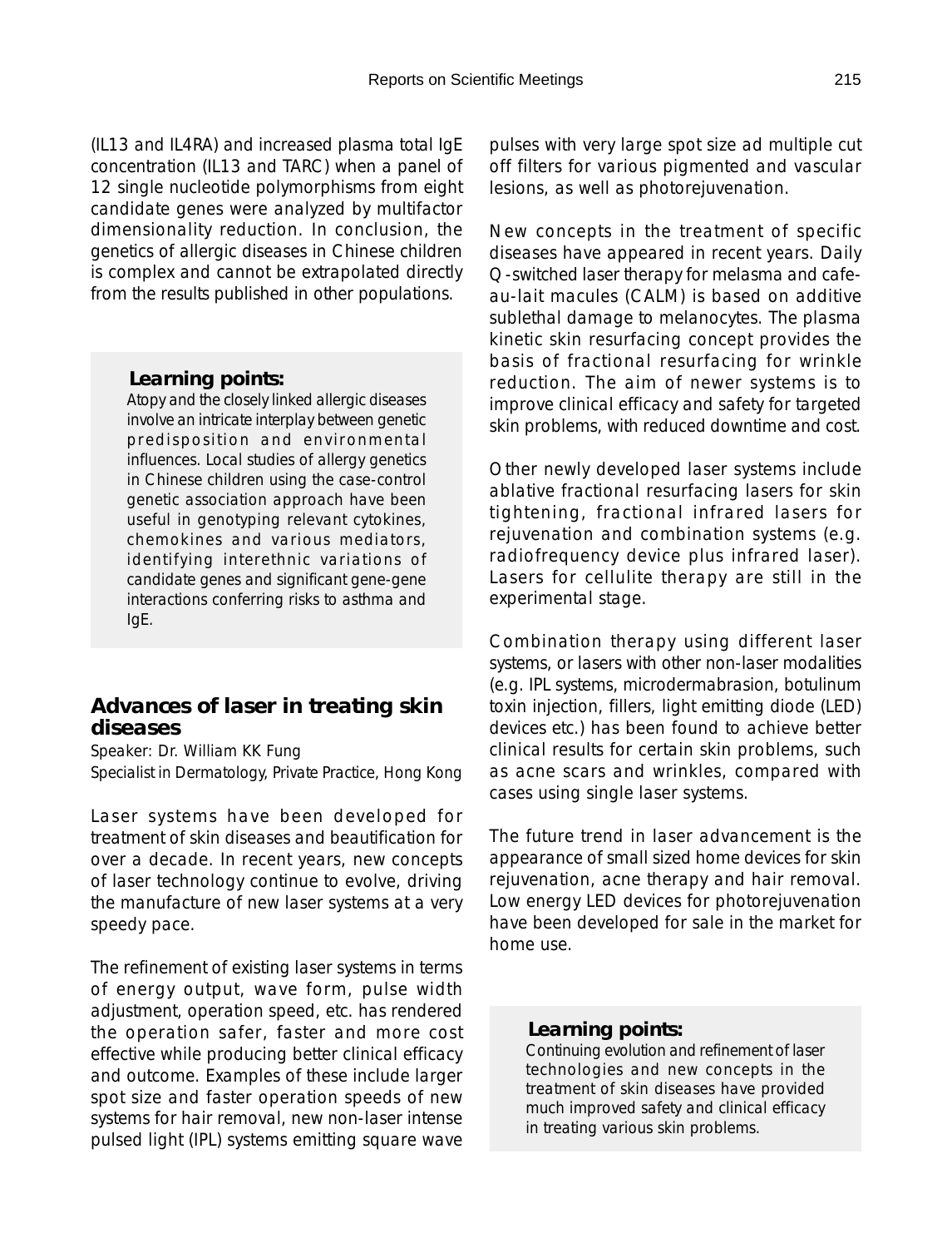(IL13 and IL4RA) and increased plasma total IgE concentration (IL13 and TARC) when a panel of 12 single nucleotide polymorphisms from eight candidate genes were analyzed by multifactor dimensionality reduction. In conclusion, the genetics of allergic diseases in Chinese children is complex and cannot be extrapolated directly from the results published in other populations.

> **Learning points:**
> Atopy and the closely linked allergic diseases involve an intricate interplay between genetic predisposition and environmental influences. Local studies of allergy genetics in Chinese children using the case-control genetic association approach have been useful in genotyping relevant cytokines, chemokines and various mediators, identifying interethnic variations of candidate genes and significant gene-gene interactions conferring risks to asthma and IgE.

## Advances of laser in treating skin diseases

Speaker: Dr. William KK Fung
Specialist in Dermatology, Private Practice, Hong Kong

Laser systems have been developed for treatment of skin diseases and beautification for over a decade. In recent years, new concepts of laser technology continue to evolve, driving the manufacture of new laser systems at a very speedy pace.

The refinement of existing laser systems in terms of energy output, wave form, pulse width adjustment, operation speed, etc. has rendered the operation safer, faster and more cost effective while producing better clinical efficacy and outcome. Examples of these include larger spot size and faster operation speeds of new systems for hair removal, new non-laser intense pulsed light (IPL) systems emitting square wave pulses with very large spot size ad multiple cut off filters for various pigmented and vascular lesions, as well as photorejuvenation.

New concepts in the treatment of specific diseases have appeared in recent years. Daily Q-switched laser therapy for melasma and cafe-au-lait macules (CALM) is based on additive sublethal damage to melanocytes. The plasma kinetic skin resurfacing concept provides the basis of fractional resurfacing for wrinkle reduction. The aim of newer systems is to improve clinical efficacy and safety for targeted skin problems, with reduced downtime and cost.

Other newly developed laser systems include ablative fractional resurfacing lasers for skin tightening, fractional infrared lasers for rejuvenation and combination systems (e.g. radiofrequency device plus infrared laser). Lasers for cellulite therapy are still in the experimental stage.

Combination therapy using different laser systems, or lasers with other non-laser modalities (e.g. IPL systems, microdermabrasion, botulinum toxin injection, fillers, light emitting diode (LED) devices etc.) has been found to achieve better clinical results for certain skin problems, such as acne scars and wrinkles, compared with cases using single laser systems.

The future trend in laser advancement is the appearance of small sized home devices for skin rejuvenation, acne therapy and hair removal. Low energy LED devices for photorejuvenation have been developed for sale in the market for home use.

> **Learning points:**
> Continuing evolution and refinement of laser technologies and new concepts in the treatment of skin diseases have provided much improved safety and clinical efficacy in treating various skin problems.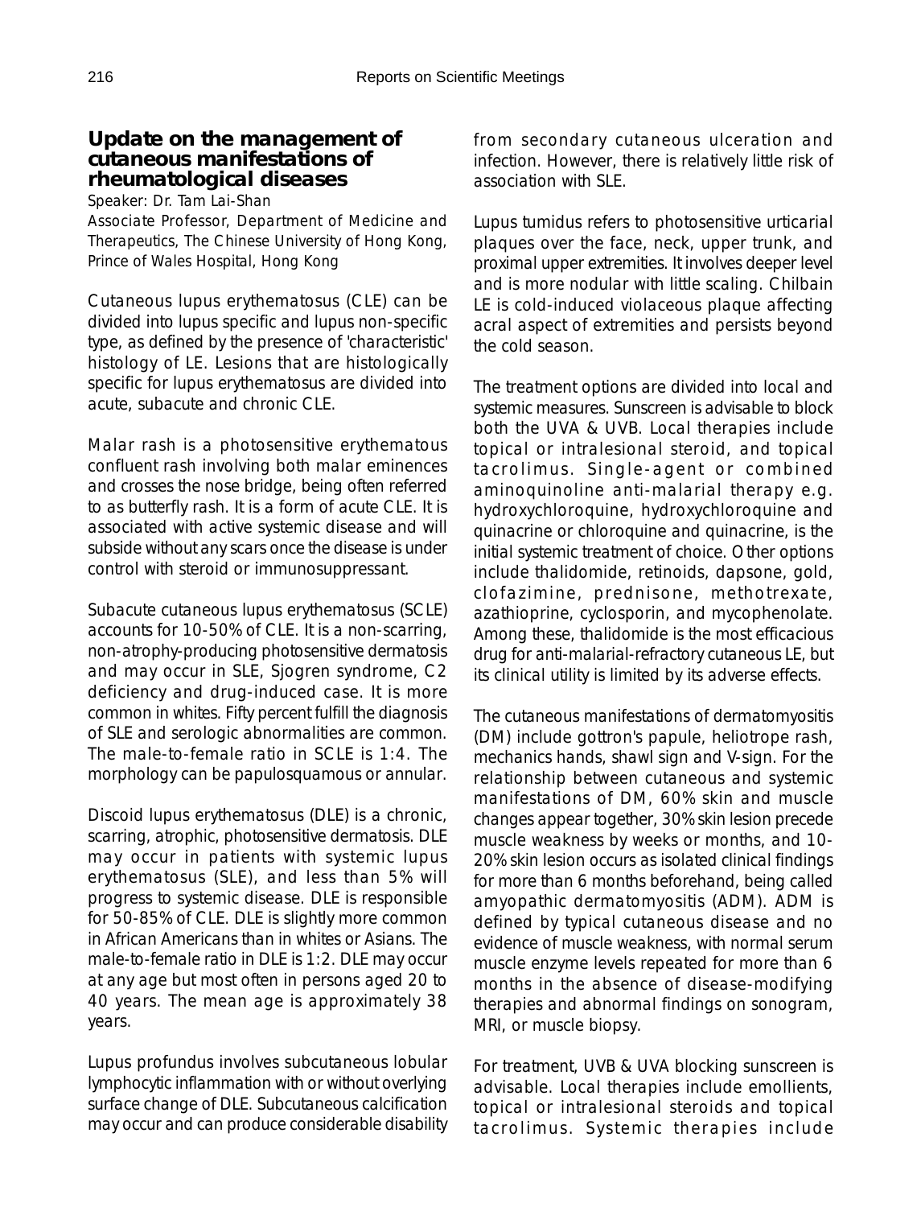## Update on the management of cutaneous manifestations of rheumatological diseases

Speaker: Dr. Tam Lai-Shan

Associate Professor, Department of Medicine and Therapeutics, The Chinese University of Hong Kong, Prince of Wales Hospital, Hong Kong

Cutaneous lupus erythematosus (CLE) can be divided into lupus specific and lupus non-specific type, as defined by the presence of 'characteristic' histology of LE. Lesions that are histologically specific for lupus erythematosus are divided into acute, subacute and chronic CLE.

Malar rash is a photosensitive erythematous confluent rash involving both malar eminences and crosses the nose bridge, being often referred to as butterfly rash. It is a form of acute CLE. It is associated with active systemic disease and will subside without any scars once the disease is under control with steroid or immunosuppressant.

Subacute cutaneous lupus erythematosus (SCLE) accounts for 10-50% of CLE. It is a non-scarring, non-atrophy-producing photosensitive dermatosis and may occur in SLE, Sjogren syndrome, C2 deficiency and drug-induced case. It is more common in whites. Fifty percent fulfill the diagnosis of SLE and serologic abnormalities are common. The male-to-female ratio in SCLE is 1:4. The morphology can be papulosquamous or annular.

Discoid lupus erythematosus (DLE) is a chronic, scarring, atrophic, photosensitive dermatosis. DLE may occur in patients with systemic lupus erythematosus (SLE), and less than 5% will progress to systemic disease. DLE is responsible for 50-85% of CLE. DLE is slightly more common in African Americans than in whites or Asians. The male-to-female ratio in DLE is 1:2. DLE may occur at any age but most often in persons aged 20 to 40 years. The mean age is approximately 38 years.

Lupus profundus involves subcutaneous lobular lymphocytic inflammation with or without overlying surface change of DLE. Subcutaneous calcification may occur and can produce considerable disability from secondary cutaneous ulceration and infection. However, there is relatively little risk of association with SLE.

Lupus tumidus refers to photosensitive urticarial plaques over the face, neck, upper trunk, and proximal upper extremities. It involves deeper level and is more nodular with little scaling. Chilbain LE is cold-induced violaceous plaque affecting acral aspect of extremities and persists beyond the cold season.

The treatment options are divided into local and systemic measures. Sunscreen is advisable to block both the UVA & UVB. Local therapies include topical or intralesional steroid, and topical tacrolimus. Single-agent or combined aminoquinoline anti-malarial therapy e.g. hydroxychloroquine, hydroxychloroquine and quinacrine or chloroquine and quinacrine, is the initial systemic treatment of choice. Other options include thalidomide, retinoids, dapsone, gold, clofazimine, prednisone, methotrexate, azathioprine, cyclosporin, and mycophenolate. Among these, thalidomide is the most efficacious drug for anti-malarial-refractory cutaneous LE, but its clinical utility is limited by its adverse effects.

The cutaneous manifestations of dermatomyositis (DM) include gottron's papule, heliotrope rash, mechanics hands, shawl sign and V-sign. For the relationship between cutaneous and systemic manifestations of DM, 60% skin and muscle changes appear together, 30% skin lesion precede muscle weakness by weeks or months, and 10-20% skin lesion occurs as isolated clinical findings for more than 6 months beforehand, being called amyopathic dermatomyositis (ADM). ADM is defined by typical cutaneous disease and no evidence of muscle weakness, with normal serum muscle enzyme levels repeated for more than 6 months in the absence of disease-modifying therapies and abnormal findings on sonogram, MRI, or muscle biopsy.

For treatment, UVB & UVA blocking sunscreen is advisable. Local therapies include emollients, topical or intralesional steroids and topical tacrolimus. Systemic therapies include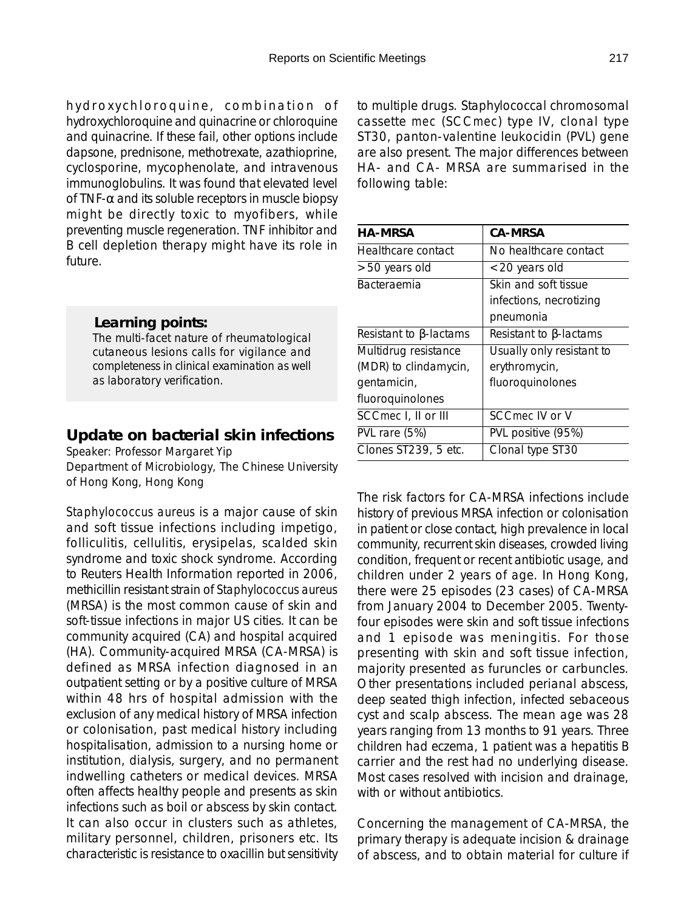hydroxychloroquine, combination of hydroxychloroquine and quinacrine or chloroquine and quinacrine. If these fail, other options include dapsone, prednisone, methotrexate, azathioprine, cyclosporine, mycophenolate, and intravenous immunoglobulins. It was found that elevated level of TNF-α and its soluble receptors in muscle biopsy might be directly toxic to myofibers, while preventing muscle regeneration. TNF inhibitor and B cell depletion therapy might have its role in future.

**Learning points:**

The multi-facet nature of rheumatological cutaneous lesions calls for vigilance and completeness in clinical examination as well as laboratory verification.

## Update on bacterial skin infections

Speaker: Professor Margaret Yip

Department of Microbiology, The Chinese University of Hong Kong, Hong Kong

*Staphylococcus aureus* is a major cause of skin and soft tissue infections including impetigo, folliculitis, cellulitis, erysipelas, scalded skin syndrome and toxic shock syndrome. According to Reuters Health Information reported in 2006, methicillin resistant strain of *Staphylococcus aureus* (MRSA) is the most common cause of skin and soft-tissue infections in major US cities. It can be community acquired (CA) and hospital acquired (HA). Community-acquired MRSA (CA-MRSA) is defined as MRSA infection diagnosed in an outpatient setting or by a positive culture of MRSA within 48 hrs of hospital admission with the exclusion of any medical history of MRSA infection or colonisation, past medical history including hospitalisation, admission to a nursing home or institution, dialysis, surgery, and no permanent indwelling catheters or medical devices. MRSA often affects healthy people and presents as skin infections such as boil or abscess by skin contact. It can also occur in clusters such as athletes, military personnel, children, prisoners etc. Its characteristic is resistance to oxacillin but sensitivity to multiple drugs. Staphylococcal chromosomal cassette *mec* (SCC*mec*) type IV, clonal type ST30, panton-valentine leukocidin (PVL) gene are also present. The major differences between HA- and CA- MRSA are summarised in the following table:

| HA-MRSA | CA-MRSA |
|---|---|
| Healthcare contact | No healthcare contact |
| >50 years old | <20 years old |
| Bacteraemia | Skin and soft tissue infections, necrotizing pneumonia |
| Resistant to β-lactams | Resistant to β-lactams |
| Multidrug resistance (MDR) to clindamycin, gentamicin, fluoroquinolones | Usually only resistant to erythromycin, fluoroquinolones |
| SCC*mec* I, II or III | SCC*mec* IV or V |
| PVL rare (5%) | PVL positive (95%) |
| Clones ST239, 5 etc. | Clonal type ST30 |

The risk factors for CA-MRSA infections include history of previous MRSA infection or colonisation in patient or close contact, high prevalence in local community, recurrent skin diseases, crowded living condition, frequent or recent antibiotic usage, and children under 2 years of age. In Hong Kong, there were 25 episodes (23 cases) of CA-MRSA from January 2004 to December 2005. Twenty-four episodes were skin and soft tissue infections and 1 episode was meningitis. For those presenting with skin and soft tissue infection, majority presented as furuncles or carbuncles. Other presentations included perianal abscess, deep seated thigh infection, infected sebaceous cyst and scalp abscess. The mean age was 28 years ranging from 13 months to 91 years. Three children had eczema, 1 patient was a hepatitis B carrier and the rest had no underlying disease. Most cases resolved with incision and drainage, with or without antibiotics.

Concerning the management of CA-MRSA, the primary therapy is adequate incision & drainage of abscess, and to obtain material for culture if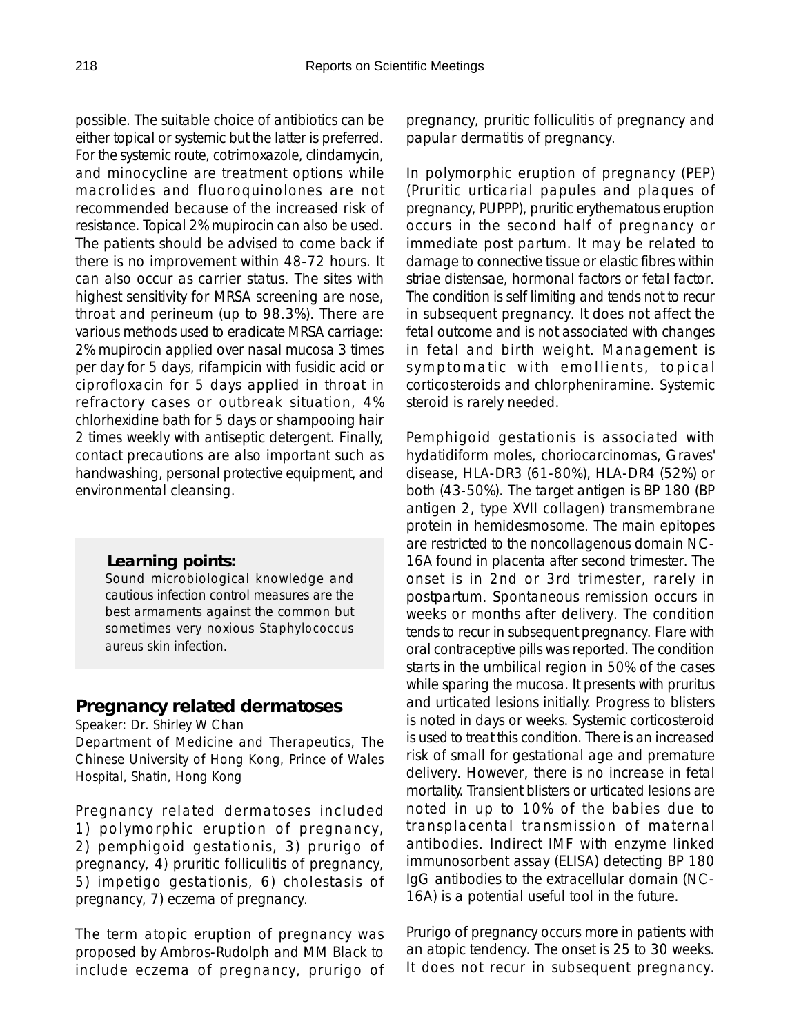possible. The suitable choice of antibiotics can be either topical or systemic but the latter is preferred. For the systemic route, cotrimoxazole, clindamycin, and minocycline are treatment options while macrolides and fluoroquinolones are not recommended because of the increased risk of resistance. Topical 2% mupirocin can also be used. The patients should be advised to come back if there is no improvement within 48-72 hours. It can also occur as carrier status. The sites with highest sensitivity for MRSA screening are nose, throat and perineum (up to 98.3%). There are various methods used to eradicate MRSA carriage: 2% mupirocin applied over nasal mucosa 3 times per day for 5 days, rifampicin with fusidic acid or ciprofloxacin for 5 days applied in throat in refractory cases or outbreak situation, 4% chlorhexidine bath for 5 days or shampooing hair 2 times weekly with antiseptic detergent. Finally, contact precautions are also important such as handwashing, personal protective equipment, and environmental cleansing.

**Learning points:**

Sound microbiological knowledge and cautious infection control measures are the best armaments against the common but sometimes very noxious *Staphylococcus aureus* skin infection.

## Pregnancy related dermatoses

Speaker: Dr. Shirley W Chan

Department of Medicine and Therapeutics, The Chinese University of Hong Kong, Prince of Wales Hospital, Shatin, Hong Kong

Pregnancy related dermatoses included 1) polymorphic eruption of pregnancy, 2) pemphigoid gestationis, 3) prurigo of pregnancy, 4) pruritic folliculitis of pregnancy, 5) impetigo gestationis, 6) cholestasis of pregnancy, 7) eczema of pregnancy.

The term atopic eruption of pregnancy was proposed by Ambros-Rudolph and MM Black to include eczema of pregnancy, prurigo of pregnancy, pruritic folliculitis of pregnancy and papular dermatitis of pregnancy.

In polymorphic eruption of pregnancy (PEP) (Pruritic urticarial papules and plaques of pregnancy, PUPPP), pruritic erythematous eruption occurs in the second half of pregnancy or immediate post partum. It may be related to damage to connective tissue or elastic fibres within striae distensae, hormonal factors or fetal factor. The condition is self limiting and tends not to recur in subsequent pregnancy. It does not affect the fetal outcome and is not associated with changes in fetal and birth weight. Management is symptomatic with emollients, topical corticosteroids and chlorpheniramine. Systemic steroid is rarely needed.

Pemphigoid gestationis is associated with hydatidiform moles, choriocarcinomas, Graves' disease, HLA-DR3 (61-80%), HLA-DR4 (52%) or both (43-50%). The target antigen is BP 180 (BP antigen 2, type XVII collagen) transmembrane protein in hemidesmosome. The main epitopes are restricted to the noncollagenous domain NC-16A found in placenta after second trimester. The onset is in 2nd or 3rd trimester, rarely in postpartum. Spontaneous remission occurs in weeks or months after delivery. The condition tends to recur in subsequent pregnancy. Flare with oral contraceptive pills was reported. The condition starts in the umbilical region in 50% of the cases while sparing the mucosa. It presents with pruritus and urticated lesions initially. Progress to blisters is noted in days or weeks. Systemic corticosteroid is used to treat this condition. There is an increased risk of small for gestational age and premature delivery. However, there is no increase in fetal mortality. Transient blisters or urticated lesions are noted in up to 10% of the babies due to transplacental transmission of maternal antibodies. Indirect IMF with enzyme linked immunosorbent assay (ELISA) detecting BP 180 IgG antibodies to the extracellular domain (NC-16A) is a potential useful tool in the future.

Prurigo of pregnancy occurs more in patients with an atopic tendency. The onset is 25 to 30 weeks. It does not recur in subsequent pregnancy.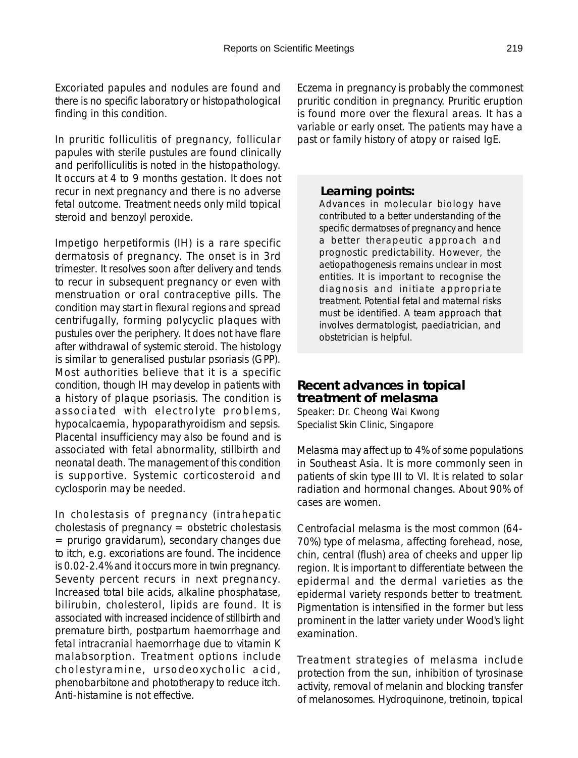Excoriated papules and nodules are found and there is no specific laboratory or histopathological finding in this condition.

In pruritic folliculitis of pregnancy, follicular papules with sterile pustules are found clinically and perifolliculitis is noted in the histopathology. It occurs at 4 to 9 months gestation. It does not recur in next pregnancy and there is no adverse fetal outcome. Treatment needs only mild topical steroid and benzoyl peroxide.

Impetigo herpetiformis (IH) is a rare specific dermatosis of pregnancy. The onset is in 3rd trimester. It resolves soon after delivery and tends to recur in subsequent pregnancy or even with menstruation or oral contraceptive pills. The condition may start in flexural regions and spread centrifugally, forming polycyclic plaques with pustules over the periphery. It does not have flare after withdrawal of systemic steroid. The histology is similar to generalised pustular psoriasis (GPP). Most authorities believe that it is a specific condition, though IH may develop in patients with a history of plaque psoriasis. The condition is associated with electrolyte problems, hypocalcaemia, hypoparathyroidism and sepsis. Placental insufficiency may also be found and is associated with fetal abnormality, stillbirth and neonatal death. The management of this condition is supportive. Systemic corticosteroid and cyclosporin may be needed.

In cholestasis of pregnancy (intrahepatic cholestasis of pregnancy = obstetric cholestasis = prurigo gravidarum), secondary changes due to itch, e.g. excoriations are found. The incidence is 0.02-2.4% and it occurs more in twin pregnancy. Seventy percent recurs in next pregnancy. Increased total bile acids, alkaline phosphatase, bilirubin, cholesterol, lipids are found. It is associated with increased incidence of stillbirth and premature birth, postpartum haemorrhage and fetal intracranial haemorrhage due to vitamin K malabsorption. Treatment options include cholestyramine, ursodeoxycholic acid, phenobarbitone and phototherapy to reduce itch. Anti-histamine is not effective.

Eczema in pregnancy is probably the commonest pruritic condition in pregnancy. Pruritic eruption is found more over the flexural areas. It has a variable or early onset. The patients may have a past or family history of atopy or raised IgE.

**Learning points:**

Advances in molecular biology have contributed to a better understanding of the specific dermatoses of pregnancy and hence a better therapeutic approach and prognostic predictability. However, the aetiopathogenesis remains unclear in most entities. It is important to recognise the diagnosis and initiate appropriate treatment. Potential fetal and maternal risks must be identified. A team approach that involves dermatologist, paediatrician, and obstetrician is helpful.

## Recent advances in topical treatment of melasma

Speaker: Dr. Cheong Wai Kwong
Specialist Skin Clinic, Singapore

Melasma may affect up to 4% of some populations in Southeast Asia. It is more commonly seen in patients of skin type III to VI. It is related to solar radiation and hormonal changes. About 90% of cases are women.

Centrofacial melasma is the most common (64-70%) type of melasma, affecting forehead, nose, chin, central (flush) area of cheeks and upper lip region. It is important to differentiate between the epidermal and the dermal varieties as the epidermal variety responds better to treatment. Pigmentation is intensified in the former but less prominent in the latter variety under Wood's light examination.

Treatment strategies of melasma include protection from the sun, inhibition of tyrosinase activity, removal of melanin and blocking transfer of melanosomes. Hydroquinone, tretinoin, topical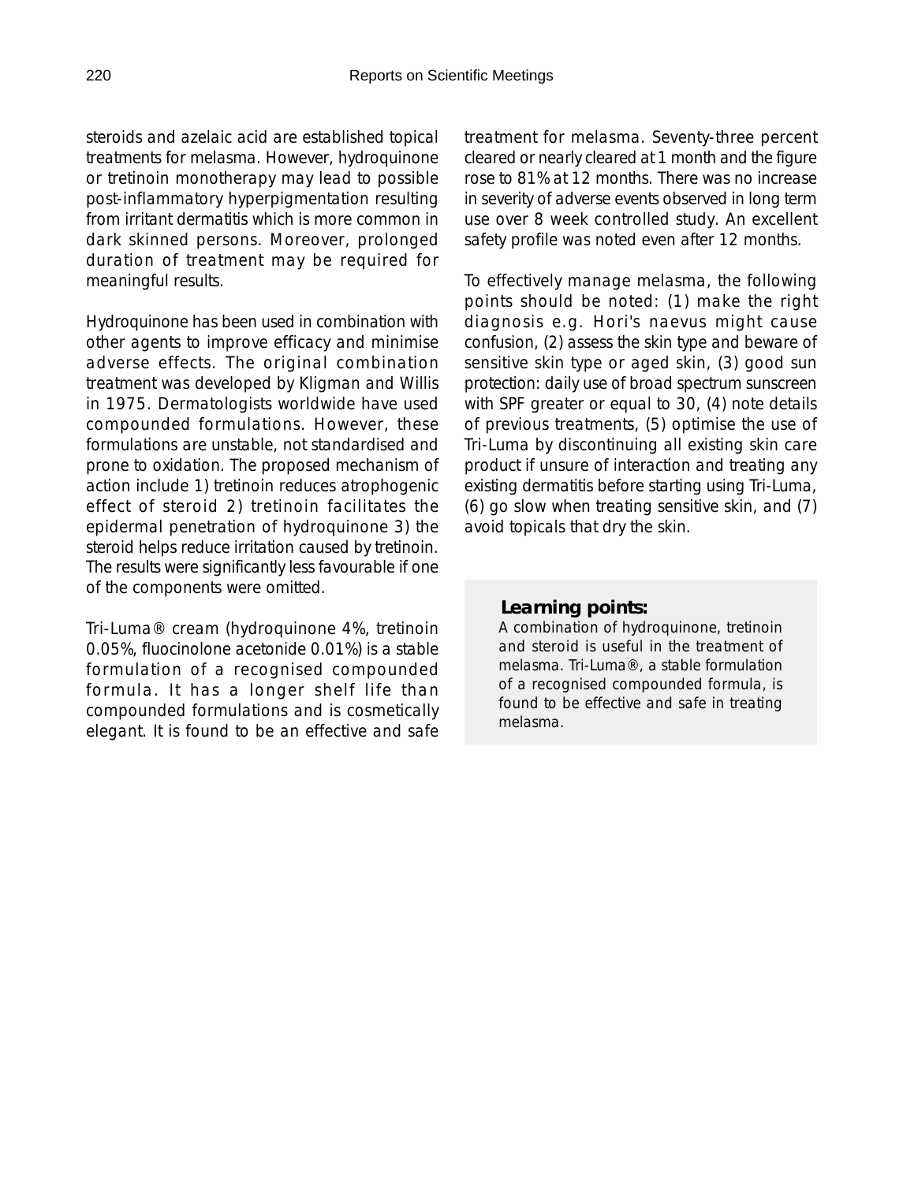steroids and azelaic acid are established topical treatments for melasma. However, hydroquinone or tretinoin monotherapy may lead to possible post-inflammatory hyperpigmentation resulting from irritant dermatitis which is more common in dark skinned persons. Moreover, prolonged duration of treatment may be required for meaningful results.

Hydroquinone has been used in combination with other agents to improve efficacy and minimise adverse effects. The original combination treatment was developed by Kligman and Willis in 1975. Dermatologists worldwide have used compounded formulations. However, these formulations are unstable, not standardised and prone to oxidation. The proposed mechanism of action include 1) tretinoin reduces atrophogenic effect of steroid 2) tretinoin facilitates the epidermal penetration of hydroquinone 3) the steroid helps reduce irritation caused by tretinoin. The results were significantly less favourable if one of the components were omitted.

Tri-Luma® cream (hydroquinone 4%, tretinoin 0.05%, fluocinolone acetonide 0.01%) is a stable formulation of a recognised compounded formula. It has a longer shelf life than compounded formulations and is cosmetically elegant. It is found to be an effective and safe treatment for melasma. Seventy-three percent cleared or nearly cleared at 1 month and the figure rose to 81% at 12 months. There was no increase in severity of adverse events observed in long term use over 8 week controlled study. An excellent safety profile was noted even after 12 months.

To effectively manage melasma, the following points should be noted: (1) make the right diagnosis e.g. Hori's naevus might cause confusion, (2) assess the skin type and beware of sensitive skin type or aged skin, (3) good sun protection: daily use of broad spectrum sunscreen with SPF greater or equal to 30, (4) note details of previous treatments, (5) optimise the use of Tri-Luma by discontinuing all existing skin care product if unsure of interaction and treating any existing dermatitis before starting using Tri-Luma, (6) go slow when treating sensitive skin, and (7) avoid topicals that dry the skin.

**Learning points:**

A combination of hydroquinone, tretinoin and steroid is useful in the treatment of melasma. Tri-Luma®, a stable formulation of a recognised compounded formula, is found to be effective and safe in treating melasma.